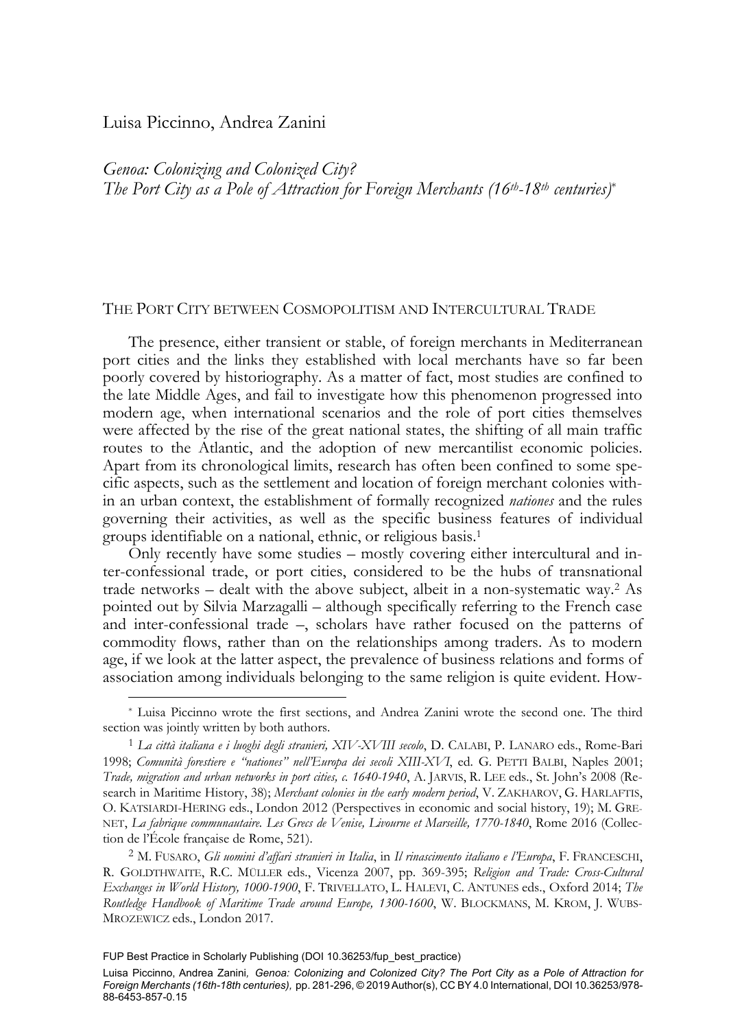Luisa Piccinno, Andrea Zanini

# *Genoa: Colonizing and Colonized City? The Port City as a Pole of Attraction for Foreign Merchants (16th-18th centuries)*[*]

## The Port City between Cosmopolitism and Intercultural Trade

The presence, either transient or stable, of foreign merchants in Mediterranean port cities and the links they established with local merchants have so far been poorly covered by historiography. As a matter of fact, most studies are confined to the late Middle Ages, and fail to investigate how this phenomenon progressed into modern age, when international scenarios and the role of port cities themselves were affected by the rise of the great national states, the shifting of all main traffic routes to the Atlantic, and the adoption of new mercantilist economic policies. Apart from its chronological limits, research has often been confined to some specific aspects, such as the settlement and location of foreign merchant colonies within an urban context, the establishment of formally recognized *nationes* and the rules governing their activities, as well as the specific business features of individual groups identifiable on a national, ethnic, or religious basis.[1]

Only recently have some studies – mostly covering either intercultural and inter-confessional trade, or port cities, considered to be the hubs of transnational trade networks – dealt with the above subject, albeit in a non-systematic way.[2] As pointed out by Silvia Marzagalli – although specifically referring to the French case and inter-confessional trade –, scholars have rather focused on the patterns of commodity flows, rather than on the relationships among traders. As to modern age, if we look at the latter aspect, the prevalence of business relations and forms of association among individuals belonging to the same religion is quite evident. How-

---

[*] Luisa Piccinno wrote the first sections, and Andrea Zanini wrote the second one. The third section was jointly written by both authors.

[1] *La città italiana e i luoghi degli stranieri, XIV-XVIII secolo*, D. Calabi, P. Lanaro eds., Rome-Bari 1998; *Comunità forestiere e "nationes" nell'Europa dei secoli XIII-XVI*, ed. G. Petti Balbi, Naples 2001; *Trade, migration and urban networks in port cities, c. 1640-1940*, A. Jarvis, R. Lee eds., St. John's 2008 (Research in Maritime History, 38); *Merchant colonies in the early modern period*, V. Zakharov, G. Harlaftis, O. Katsiardi-Hering eds., London 2012 (Perspectives in economic and social history, 19); M. Grenet, *La fabrique communautaire. Les Grecs de Venise, Livourne et Marseille, 1770-1840*, Rome 2016 (Collection de l'École française de Rome, 521).

[2] M. Fusaro, *Gli uomini d'affari stranieri in Italia*, in *Il rinascimento italiano e l'Europa*, F. Franceschi, R. Goldthwaite, R.C. Müller eds., Vicenza 2007, pp. 369-395; *Religion and Trade: Cross-Cultural Exchanges in World History, 1000-1900*, F. Trivellato, L. Halevi, C. Antunes eds., Oxford 2014; *The Routledge Handbook of Maritime Trade around Europe, 1300-1600*, W. Blockmans, M. Krom, J. Wubs-Mrozewicz eds., London 2017.

FUP Best Practice in Scholarly Publishing (DOI 10.36253/fup_best_practice)

Luisa Piccinno, Andrea Zanini, *Genoa: Colonizing and Colonized City? The Port City as a Pole of Attraction for Foreign Merchants (16th-18th centuries)*, pp. 281-296, © 2019 Author(s), CC BY 4.0 International, DOI 10.36253/978-88-6453-857-0.15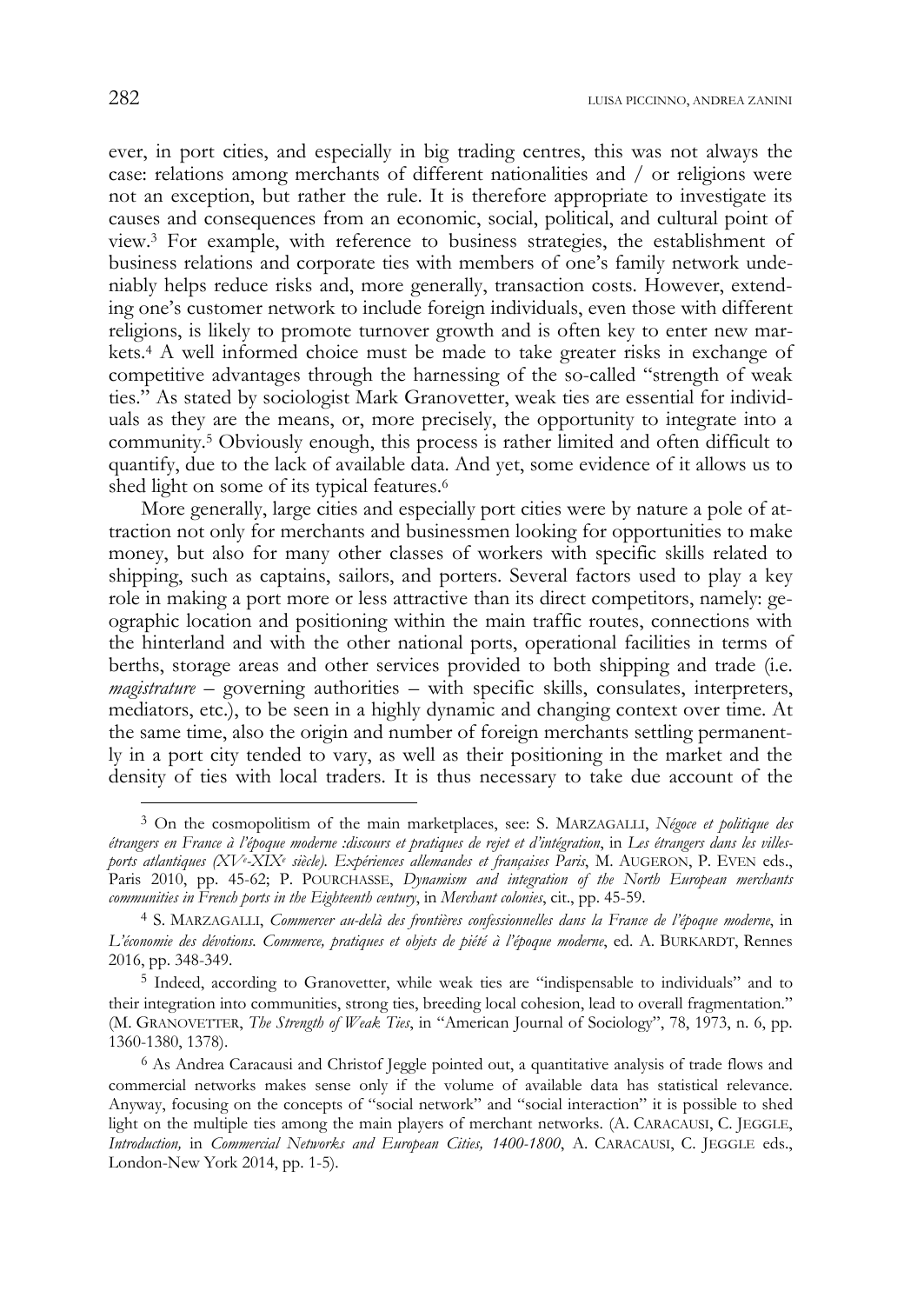ever, in port cities, and especially in big trading centres, this was not always the case: relations among merchants of different nationalities and / or religions were not an exception, but rather the rule. It is therefore appropriate to investigate its causes and consequences from an economic, social, political, and cultural point of view.[3] For example, with reference to business strategies, the establishment of business relations and corporate ties with members of one's family network undeniably helps reduce risks and, more generally, transaction costs. However, extending one's customer network to include foreign individuals, even those with different religions, is likely to promote turnover growth and is often key to enter new markets.[4] A well informed choice must be made to take greater risks in exchange of competitive advantages through the harnessing of the so-called "strength of weak ties." As stated by sociologist Mark Granovetter, weak ties are essential for individuals as they are the means, or, more precisely, the opportunity to integrate into a community.[5] Obviously enough, this process is rather limited and often difficult to quantify, due to the lack of available data. And yet, some evidence of it allows us to shed light on some of its typical features.[6]

More generally, large cities and especially port cities were by nature a pole of attraction not only for merchants and businessmen looking for opportunities to make money, but also for many other classes of workers with specific skills related to shipping, such as captains, sailors, and porters. Several factors used to play a key role in making a port more or less attractive than its direct competitors, namely: geographic location and positioning within the main traffic routes, connections with the hinterland and with the other national ports, operational facilities in terms of berths, storage areas and other services provided to both shipping and trade (i.e. *magistrature* – governing authorities – with specific skills, consulates, interpreters, mediators, etc.), to be seen in a highly dynamic and changing context over time. At the same time, also the origin and number of foreign merchants settling permanently in a port city tended to vary, as well as their positioning in the market and the density of ties with local traders. It is thus necessary to take due account of the

---

[3] On the cosmopolitism of the main marketplaces, see: S. MARZAGALLI, *Négoce et politique des étrangers en France à l'époque moderne :discours et pratiques de rejet et d'intégration*, in *Les étrangers dans les villes-ports atlantiques (XV$^e$-XIX$^e$ siècle). Expériences allemandes et françaises Paris*, M. AUGERON, P. EVEN eds., Paris 2010, pp. 45-62; P. POURCHASSE, *Dynamism and integration of the North European merchants communities in French ports in the Eighteenth century*, in *Merchant colonies*, cit., pp. 45-59.

[4] S. MARZAGALLI, *Commercer au-delà des frontières confessionnelles dans la France de l'époque moderne*, in *L'économie des dévotions. Commerce, pratiques et objets de piété à l'époque moderne*, ed. A. BURKARDT, Rennes 2016, pp. 348-349.

[5] Indeed, according to Granovetter, while weak ties are "indispensable to individuals" and to their integration into communities, strong ties, breeding local cohesion, lead to overall fragmentation." (M. GRANOVETTER, *The Strength of Weak Ties*, in "American Journal of Sociology", 78, 1973, n. 6, pp. 1360-1380, 1378).

[6] As Andrea Caracausi and Christof Jeggle pointed out, a quantitative analysis of trade flows and commercial networks makes sense only if the volume of available data has statistical relevance. Anyway, focusing on the concepts of "social network" and "social interaction" it is possible to shed light on the multiple ties among the main players of merchant networks. (A. CARACAUSI, C. JEGGLE, *Introduction,* in *Commercial Networks and European Cities, 1400-1800*, A. CARACAUSI, C. JEGGLE eds., London-New York 2014, pp. 1-5).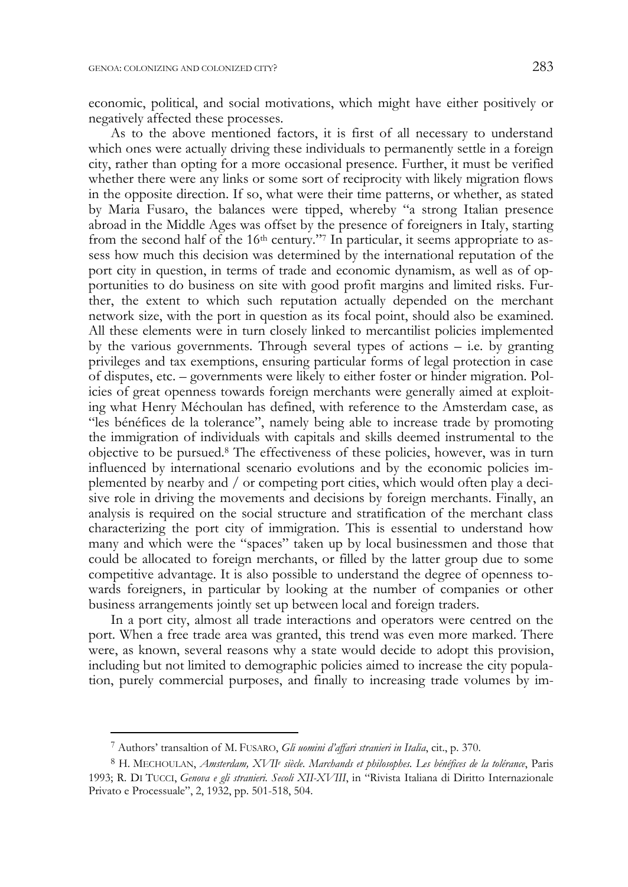economic, political, and social motivations, which might have either positively or negatively affected these processes.

As to the above mentioned factors, it is first of all necessary to understand which ones were actually driving these individuals to permanently settle in a foreign city, rather than opting for a more occasional presence. Further, it must be verified whether there were any links or some sort of reciprocity with likely migration flows in the opposite direction. If so, what were their time patterns, or whether, as stated by Maria Fusaro, the balances were tipped, whereby "a strong Italian presence abroad in the Middle Ages was offset by the presence of foreigners in Italy, starting from the second half of the 16th century."[7] In particular, it seems appropriate to assess how much this decision was determined by the international reputation of the port city in question, in terms of trade and economic dynamism, as well as of opportunities to do business on site with good profit margins and limited risks. Further, the extent to which such reputation actually depended on the merchant network size, with the port in question as its focal point, should also be examined. All these elements were in turn closely linked to mercantilist policies implemented by the various governments. Through several types of actions – i.e. by granting privileges and tax exemptions, ensuring particular forms of legal protection in case of disputes, etc. – governments were likely to either foster or hinder migration. Policies of great openness towards foreign merchants were generally aimed at exploiting what Henry Méchoulan has defined, with reference to the Amsterdam case, as "les bénéfices de la tolerance", namely being able to increase trade by promoting the immigration of individuals with capitals and skills deemed instrumental to the objective to be pursued.[8] The effectiveness of these policies, however, was in turn influenced by international scenario evolutions and by the economic policies implemented by nearby and / or competing port cities, which would often play a decisive role in driving the movements and decisions by foreign merchants. Finally, an analysis is required on the social structure and stratification of the merchant class characterizing the port city of immigration. This is essential to understand how many and which were the "spaces" taken up by local businessmen and those that could be allocated to foreign merchants, or filled by the latter group due to some competitive advantage. It is also possible to understand the degree of openness towards foreigners, in particular by looking at the number of companies or other business arrangements jointly set up between local and foreign traders.

In a port city, almost all trade interactions and operators were centred on the port. When a free trade area was granted, this trend was even more marked. There were, as known, several reasons why a state would decide to adopt this provision, including but not limited to demographic policies aimed to increase the city population, purely commercial purposes, and finally to increasing trade volumes by im-

---

[7] Authors' transaltion of M. FUSARO, *Gli uomini d'affari stranieri in Italia*, cit., p. 370.

[8] H. MECHOULAN, *Amsterdam, XVII^e siècle. Marchands et philosophes. Les bénéfices de la tolérance*, Paris 1993; R. DI TUCCI, *Genova e gli stranieri. Secoli XII-XVIII*, in "Rivista Italiana di Diritto Internazionale Privato e Processuale", 2, 1932, pp. 501-518, 504.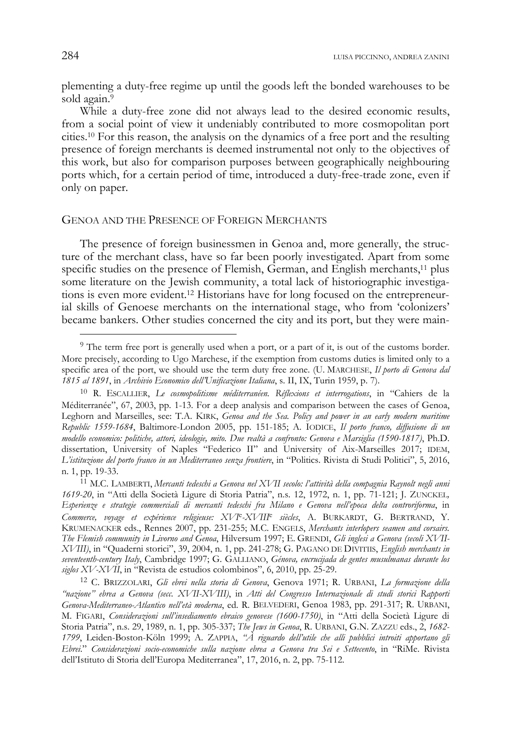plementing a duty-free regime up until the goods left the bonded warehouses to be sold again.[9]

While a duty-free zone did not always lead to the desired economic results, from a social point of view it undeniably contributed to more cosmopolitan port cities.[10] For this reason, the analysis on the dynamics of a free port and the resulting presence of foreign merchants is deemed instrumental not only to the objectives of this work, but also for comparison purposes between geographically neighbouring ports which, for a certain period of time, introduced a duty-free-trade zone, even if only on paper.

## Genoa and the Presence of Foreign Merchants

The presence of foreign businessmen in Genoa and, more generally, the structure of the merchant class, have so far been poorly investigated. Apart from some specific studies on the presence of Flemish, German, and English merchants,[11] plus some literature on the Jewish community, a total lack of historiographic investigations is even more evident.[12] Historians have for long focused on the entrepreneurial skills of Genoese merchants on the international stage, who from 'colonizers' became bankers. Other studies concerned the city and its port, but they were main-

---

[9] The term free port is generally used when a port, or a part of it, is out of the customs border. More precisely, according to Ugo Marchese, if the exemption from customs duties is limited only to a specific area of the port, we should use the term duty free zone. (U. Marchese, *Il porto di Genova dal 1815 al 1891*, in *Archivio Economico dell'Unificazione Italiana*, s. II, IX, Turin 1959, p. 7).

[10] R. Escallier, *Le cosmopolitisme méditerranéen. Réflexions et interrogations*, in "Cahiers de la Méditerranée", 67, 2003, pp. 1-13. For a deep analysis and comparison between the cases of Genoa, Leghorn and Marseilles, see: T.A. Kirk, *Genoa and the Sea. Policy and power in an early modern maritime Republic 1559-1684*, Baltimore-London 2005, pp. 151-185; A. Iodice, *Il porto franco, diffusione di un modello economico: politiche, attori, ideologie, mito. Due realtà a confronto: Genova e Marsiglia (1590-1817)*, Ph.D. dissertation, University of Naples "Federico II" and University of Aix-Marseilles 2017; idem, *L'istituzione del porto franco in un Mediterraneo senza frontiere*, in "Politics. Rivista di Studi Politici", 5, 2016, n. 1, pp. 19-33.

[11] M.C. Lamberti, *Mercanti tedeschi a Genova nel XVII secolo: l'attività della compagnia Raynolt negli anni 1619-20*, in "Atti della Società Ligure di Storia Patria", n.s. 12, 1972, n. 1, pp. 71-121; J. Zunckel, *Esperienze e strategie commerciali di mercanti tedeschi fra Milano e Genova nell'epoca delta controriforma*, in *Commerce, voyage et expérience religieuse: XVI*e*-XVIII*e *siècles*, A. Burkardt, G. Bertrand, Y. Krumenacker eds., Rennes 2007, pp. 231-255; M.C. Engels, *Merchants interlopers seamen and corsairs. The Flemish community in Livorno and Genoa*, Hilversum 1997; E. Grendi, *Gli inglesi a Genova (secoli XVII-XVIII)*, in "Quaderni storici", 39, 2004, n. 1, pp. 241-278; G. Pagano de Divitiis, *English merchants in seventeenth-century Italy*, Cambridge 1997; G. Galliano, *Génova, encrucijada de gentes musulmanas durante los siglos XV-XVII*, in "Revista de estudios colombinos", 6, 2010, pp. 25-29.

[12] C. Brizzolari, *Gli ebrei nella storia di Genova*, Genova 1971; R. Urbani, *La formazione della "nazione" ebrea a Genova (secc. XVII-XVIII)*, in *Atti del Congresso Internazionale di studi storici Rapporti Genova-Mediterraneo-Atlantico nell'età moderna*, ed. R. Belvederi, Genoa 1983, pp. 291-317; R. Urbani, M. Figari, *Considerazioni sull'insediamento ebraico genovese (1600-1750)*, in "Atti della Società Ligure di Storia Patria", n.s. 29, 1989, n. 1, pp. 305-337; *The Jews in Genoa*, R. Urbani, G.N. Zazzu eds., 2, *1682-1799*, Leiden-Boston-Köln 1999; A. Zappia, *"A riguardo dell'utile che alli pubblici introiti apportano gli Ebrei." Considerazioni socio-economiche sulla nazione ebrea a Genova tra Sei e Settecento*, in "RiMe. Rivista dell'Istituto di Storia dell'Europa Mediterranea", 17, 2016, n. 2, pp. 75-112.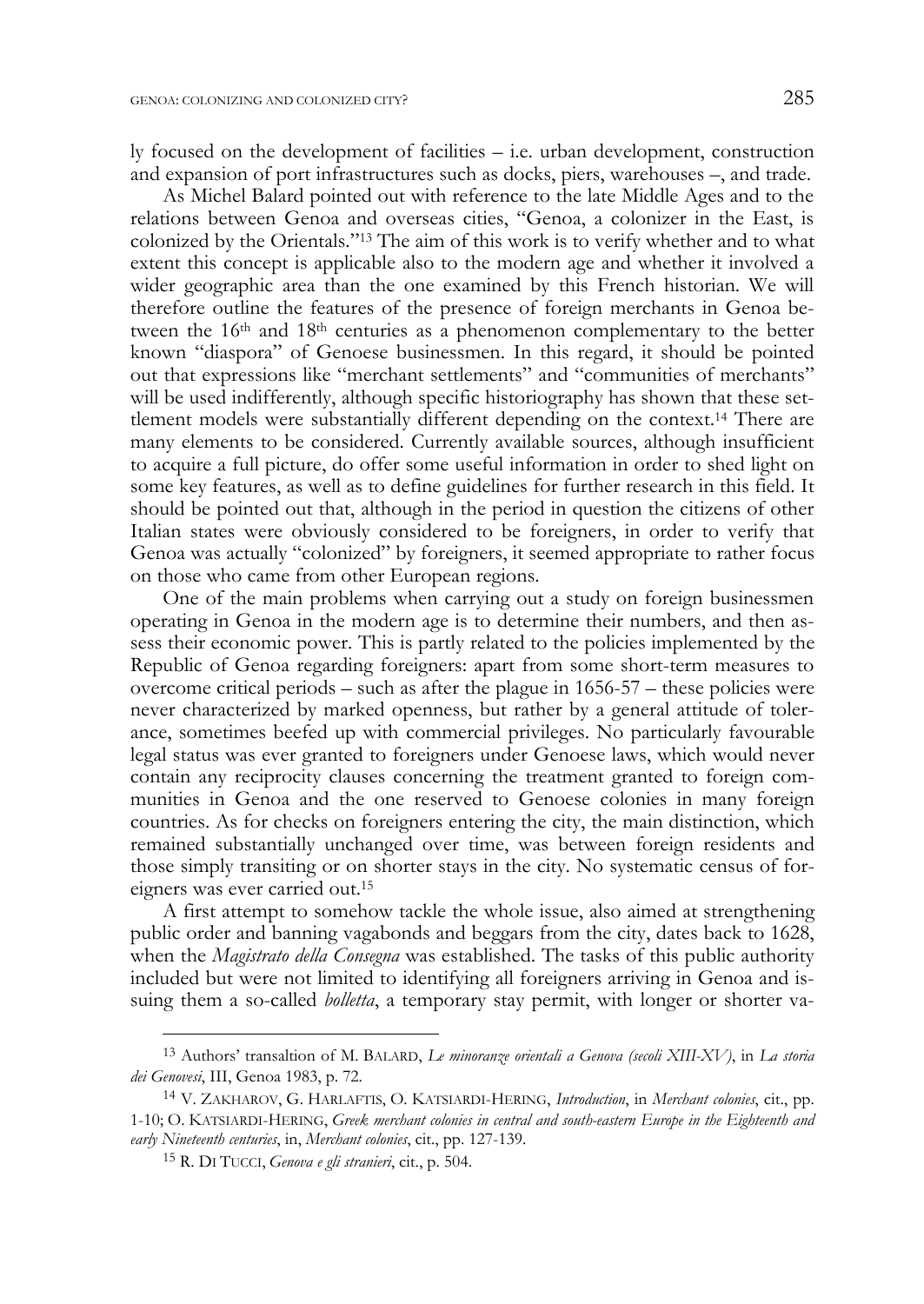ly focused on the development of facilities – i.e. urban development, construction and expansion of port infrastructures such as docks, piers, warehouses –, and trade.

As Michel Balard pointed out with reference to the late Middle Ages and to the relations between Genoa and overseas cities, "Genoa, a colonizer in the East, is colonized by the Orientals."[13] The aim of this work is to verify whether and to what extent this concept is applicable also to the modern age and whether it involved a wider geographic area than the one examined by this French historian. We will therefore outline the features of the presence of foreign merchants in Genoa between the 16th and 18th centuries as a phenomenon complementary to the better known "diaspora" of Genoese businessmen. In this regard, it should be pointed out that expressions like "merchant settlements" and "communities of merchants" will be used indifferently, although specific historiography has shown that these settlement models were substantially different depending on the context.[14] There are many elements to be considered. Currently available sources, although insufficient to acquire a full picture, do offer some useful information in order to shed light on some key features, as well as to define guidelines for further research in this field. It should be pointed out that, although in the period in question the citizens of other Italian states were obviously considered to be foreigners, in order to verify that Genoa was actually "colonized" by foreigners, it seemed appropriate to rather focus on those who came from other European regions.

One of the main problems when carrying out a study on foreign businessmen operating in Genoa in the modern age is to determine their numbers, and then assess their economic power. This is partly related to the policies implemented by the Republic of Genoa regarding foreigners: apart from some short-term measures to overcome critical periods – such as after the plague in 1656-57 – these policies were never characterized by marked openness, but rather by a general attitude of tolerance, sometimes beefed up with commercial privileges. No particularly favourable legal status was ever granted to foreigners under Genoese laws, which would never contain any reciprocity clauses concerning the treatment granted to foreign communities in Genoa and the one reserved to Genoese colonies in many foreign countries. As for checks on foreigners entering the city, the main distinction, which remained substantially unchanged over time, was between foreign residents and those simply transiting or on shorter stays in the city. No systematic census of foreigners was ever carried out.[15]

A first attempt to somehow tackle the whole issue, also aimed at strengthening public order and banning vagabonds and beggars from the city, dates back to 1628, when the *Magistrato della Consegna* was established. The tasks of this public authority included but were not limited to identifying all foreigners arriving in Genoa and issuing them a so-called *bolletta*, a temporary stay permit, with longer or shorter va-

---

[13] Authors' transaltion of M. BALARD, *Le minoranze orientali a Genova (secoli XIII-XV)*, in *La storia dei Genovesi*, III, Genoa 1983, p. 72.

[14] V. ZAKHAROV, G. HARLAFTIS, O. KATSIARDI-HERING, *Introduction*, in *Merchant colonies*, cit., pp. 1-10; O. KATSIARDI-HERING, *Greek merchant colonies in central and south-eastern Europe in the Eighteenth and early Nineteenth centuries*, in, *Merchant colonies*, cit., pp. 127-139.

[15] R. DI TUCCI, *Genova e gli stranieri*, cit., p. 504.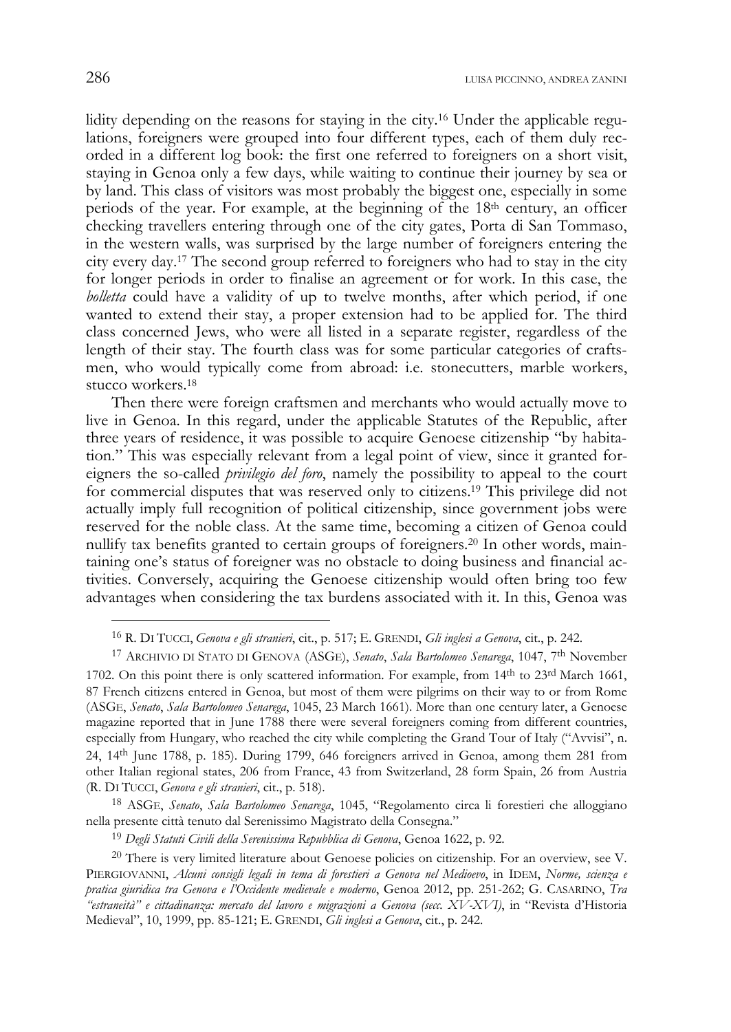lidity depending on the reasons for staying in the city.[16] Under the applicable regulations, foreigners were grouped into four different types, each of them duly recorded in a different log book: the first one referred to foreigners on a short visit, staying in Genoa only a few days, while waiting to continue their journey by sea or by land. This class of visitors was most probably the biggest one, especially in some periods of the year. For example, at the beginning of the 18th century, an officer checking travellers entering through one of the city gates, Porta di San Tommaso, in the western walls, was surprised by the large number of foreigners entering the city every day.[17] The second group referred to foreigners who had to stay in the city for longer periods in order to finalise an agreement or for work. In this case, the *bolletta* could have a validity of up to twelve months, after which period, if one wanted to extend their stay, a proper extension had to be applied for. The third class concerned Jews, who were all listed in a separate register, regardless of the length of their stay. The fourth class was for some particular categories of craftsmen, who would typically come from abroad: i.e. stonecutters, marble workers, stucco workers.[18]

Then there were foreign craftsmen and merchants who would actually move to live in Genoa. In this regard, under the applicable Statutes of the Republic, after three years of residence, it was possible to acquire Genoese citizenship "by habitation." This was especially relevant from a legal point of view, since it granted foreigners the so-called *privilegio del foro*, namely the possibility to appeal to the court for commercial disputes that was reserved only to citizens.[19] This privilege did not actually imply full recognition of political citizenship, since government jobs were reserved for the noble class. At the same time, becoming a citizen of Genoa could nullify tax benefits granted to certain groups of foreigners.[20] In other words, maintaining one's status of foreigner was no obstacle to doing business and financial activities. Conversely, acquiring the Genoese citizenship would often bring too few advantages when considering the tax burdens associated with it. In this, Genoa was

---

[16] R. DI TUCCI, *Genova e gli stranieri*, cit., p. 517; E. GRENDI, *Gli inglesi a Genova*, cit., p. 242.

[17] ARCHIVIO DI STATO DI GENOVA (ASGE), *Senato*, *Sala Bartolomeo Senarega*, 1047, 7th November 1702. On this point there is only scattered information. For example, from 14th to 23rd March 1661, 87 French citizens entered in Genoa, but most of them were pilgrims on their way to or from Rome (ASGE, *Senato*, *Sala Bartolomeo Senarega*, 1045, 23 March 1661). More than one century later, a Genoese magazine reported that in June 1788 there were several foreigners coming from different countries, especially from Hungary, who reached the city while completing the Grand Tour of Italy ("Avvisi", n. 24, 14th June 1788, p. 185). During 1799, 646 foreigners arrived in Genoa, among them 281 from other Italian regional states, 206 from France, 43 from Switzerland, 28 form Spain, 26 from Austria (R. DI TUCCI, *Genova e gli stranieri*, cit., p. 518).

[18] ASGE, *Senato*, *Sala Bartolomeo Senarega*, 1045, "Regolamento circa li forestieri che alloggiano nella presente città tenuto dal Serenissimo Magistrato della Consegna."

[19] *Degli Statuti Civili della Serenissima Repubblica di Genova*, Genoa 1622, p. 92.

[20] There is very limited literature about Genoese policies on citizenship. For an overview, see V. PIERGIOVANNI, *Alcuni consigli legali in tema di forestieri a Genova nel Medioevo*, in IDEM, *Norme, scienza e pratica giuridica tra Genova e l'Occidente medievale e moderno*, Genoa 2012, pp. 251-262; G. CASARINO, *Tra "estraneità" e cittadinanza: mercato del lavoro e migrazioni a Genova (secc. XV-XVI)*, in "Revista d'Historia Medieval", 10, 1999, pp. 85-121; E. GRENDI, *Gli inglesi a Genova*, cit., p. 242.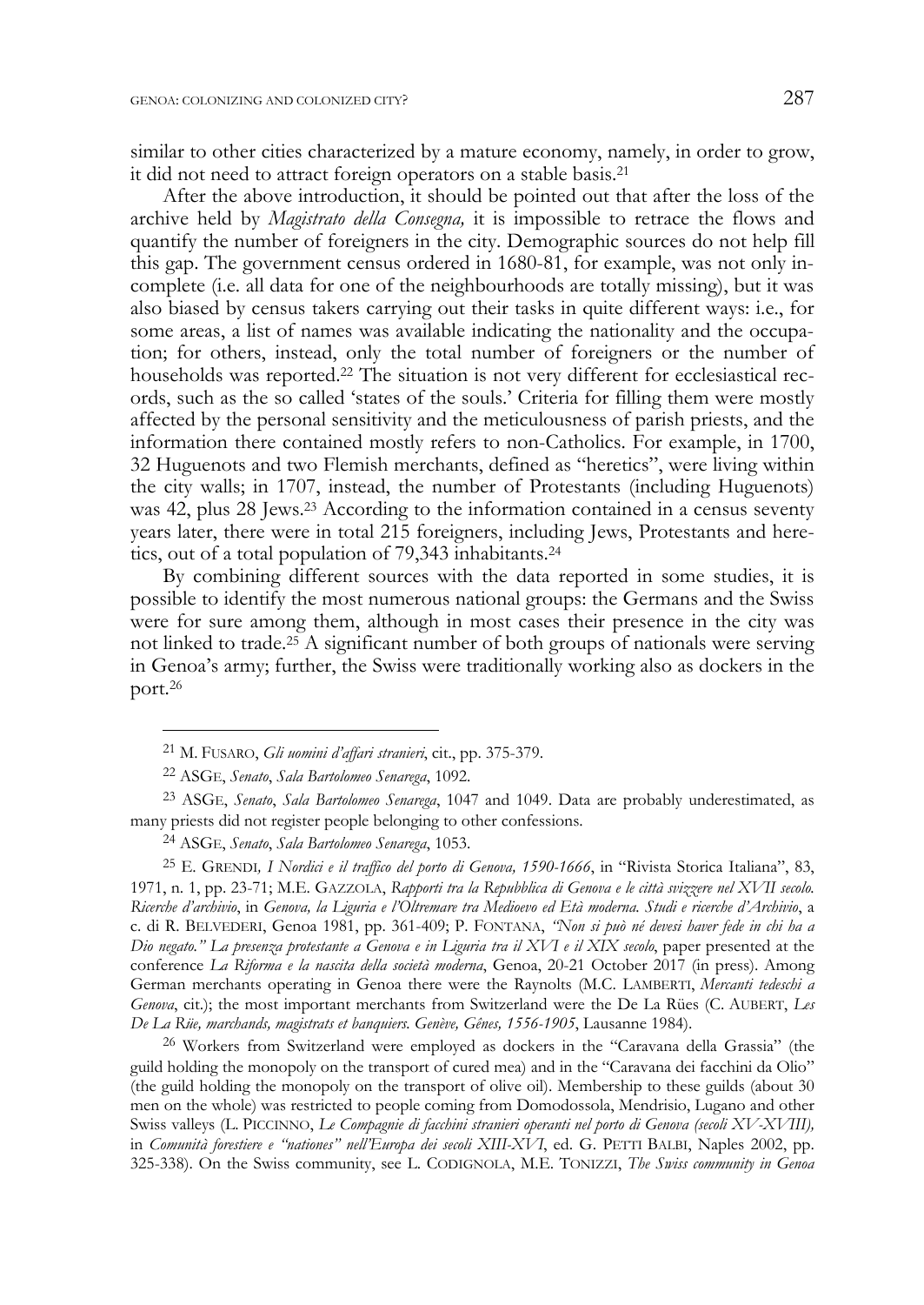similar to other cities characterized by a mature economy, namely, in order to grow, it did not need to attract foreign operators on a stable basis.[21]

After the above introduction, it should be pointed out that after the loss of the archive held by *Magistrato della Consegna,* it is impossible to retrace the flows and quantify the number of foreigners in the city. Demographic sources do not help fill this gap. The government census ordered in 1680-81, for example, was not only incomplete (i.e. all data for one of the neighbourhoods are totally missing), but it was also biased by census takers carrying out their tasks in quite different ways: i.e., for some areas, a list of names was available indicating the nationality and the occupation; for others, instead, only the total number of foreigners or the number of households was reported.[22] The situation is not very different for ecclesiastical records, such as the so called 'states of the souls.' Criteria for filling them were mostly affected by the personal sensitivity and the meticulousness of parish priests, and the information there contained mostly refers to non-Catholics. For example, in 1700, 32 Huguenots and two Flemish merchants, defined as "heretics", were living within the city walls; in 1707, instead, the number of Protestants (including Huguenots) was 42, plus 28 Jews.[23] According to the information contained in a census seventy years later, there were in total 215 foreigners, including Jews, Protestants and heretics, out of a total population of 79,343 inhabitants.[24]

By combining different sources with the data reported in some studies, it is possible to identify the most numerous national groups: the Germans and the Swiss were for sure among them, although in most cases their presence in the city was not linked to trade.[25] A significant number of both groups of nationals were serving in Genoa's army; further, the Swiss were traditionally working also as dockers in the port.[26]

---

[21] M. Fusaro, *Gli uomini d'affari stranieri*, cit., pp. 375-379.

[22] ASGe, *Senato*, *Sala Bartolomeo Senarega*, 1092.

[23] ASGe, *Senato*, *Sala Bartolomeo Senarega*, 1047 and 1049. Data are probably underestimated, as many priests did not register people belonging to other confessions.

[24] ASGe, *Senato*, *Sala Bartolomeo Senarega*, 1053.

[25] E. Grendi*, I Nordici e il traffico del porto di Genova, 1590-1666*, in "Rivista Storica Italiana", 83, 1971, n. 1, pp. 23-71; M.E. Gazzola, *Rapporti tra la Repubblica di Genova e le città svizzere nel XVII secolo. Ricerche d'archivio*, in *Genova, la Liguria e l'Oltremare tra Medioevo ed Età moderna. Studi e ricerche d'Archivio*, a c. di R. Belvederi, Genoa 1981, pp. 361-409; P. Fontana, *"Non si può né devesi haver fede in chi ha a Dio negato." La presenza protestante a Genova e in Liguria tra il XVI e il XIX secolo*, paper presented at the conference *La Riforma e la nascita della società moderna*, Genoa, 20-21 October 2017 (in press). Among German merchants operating in Genoa there were the Raynolts (M.C. Lamberti, *Mercanti tedeschi a Genova*, cit.); the most important merchants from Switzerland were the De La Rües (C. Aubert, *Les De La Rüe, marchands, magistrats et banquiers. Genève, Gênes, 1556-1905*, Lausanne 1984).

[26] Workers from Switzerland were employed as dockers in the "Caravana della Grassia" (the guild holding the monopoly on the transport of cured mea) and in the "Caravana dei facchini da Olio" (the guild holding the monopoly on the transport of olive oil). Membership to these guilds (about 30 men on the whole) was restricted to people coming from Domodossola, Mendrisio, Lugano and other Swiss valleys (L. Piccinno, *Le Compagnie di facchini stranieri operanti nel porto di Genova (secoli XV-XVIII),* in *Comunità forestiere e "nationes" nell'Europa dei secoli XIII-XVI*, ed. G. Petti Balbi, Naples 2002, pp. 325-338). On the Swiss community, see L. Codignola, M.E. Tonizzi, *The Swiss community in Genoa*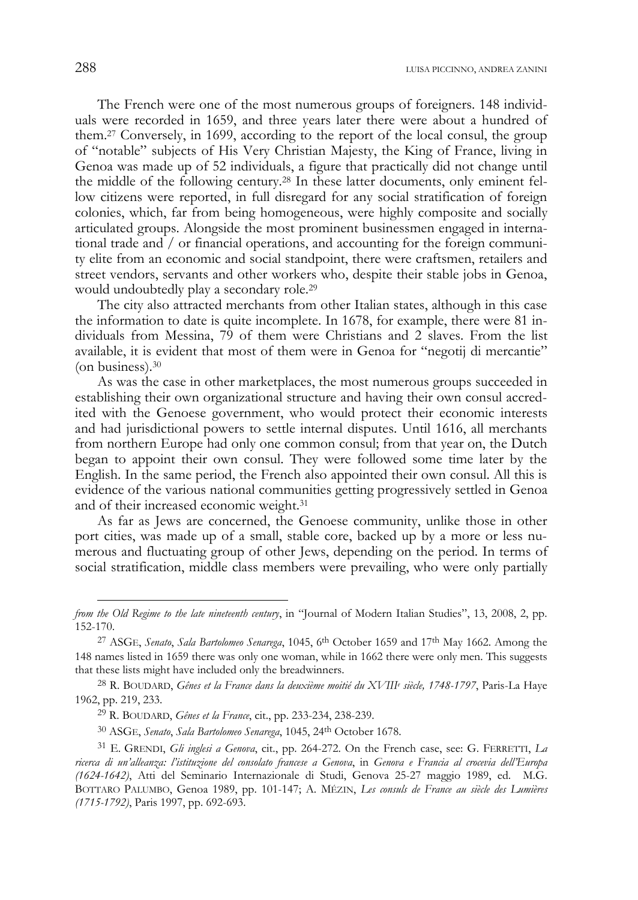The French were one of the most numerous groups of foreigners. 148 individuals were recorded in 1659, and three years later there were about a hundred of them.[27] Conversely, in 1699, according to the report of the local consul, the group of "notable" subjects of His Very Christian Majesty, the King of France, living in Genoa was made up of 52 individuals, a figure that practically did not change until the middle of the following century.[28] In these latter documents, only eminent fellow citizens were reported, in full disregard for any social stratification of foreign colonies, which, far from being homogeneous, were highly composite and socially articulated groups. Alongside the most prominent businessmen engaged in international trade and / or financial operations, and accounting for the foreign community elite from an economic and social standpoint, there were craftsmen, retailers and street vendors, servants and other workers who, despite their stable jobs in Genoa, would undoubtedly play a secondary role.[29]

The city also attracted merchants from other Italian states, although in this case the information to date is quite incomplete. In 1678, for example, there were 81 individuals from Messina, 79 of them were Christians and 2 slaves. From the list available, it is evident that most of them were in Genoa for "negotij di mercantie" (on business).[30]

As was the case in other marketplaces, the most numerous groups succeeded in establishing their own organizational structure and having their own consul accredited with the Genoese government, who would protect their economic interests and had jurisdictional powers to settle internal disputes. Until 1616, all merchants from northern Europe had only one common consul; from that year on, the Dutch began to appoint their own consul. They were followed some time later by the English. In the same period, the French also appointed their own consul. All this is evidence of the various national communities getting progressively settled in Genoa and of their increased economic weight.[31]

As far as Jews are concerned, the Genoese community, unlike those in other port cities, was made up of a small, stable core, backed up by a more or less numerous and fluctuating group of other Jews, depending on the period. In terms of social stratification, middle class members were prevailing, who were only partially

---

*from the Old Regime to the late nineteenth century*, in "Journal of Modern Italian Studies", 13, 2008, 2, pp. 152-170.

[27] ASGE, *Senato*, *Sala Bartolomeo Senarega*, 1045, 6th October 1659 and 17th May 1662. Among the 148 names listed in 1659 there was only one woman, while in 1662 there were only men. This suggests that these lists might have included only the breadwinners.

[28] R. BOUDARD, *Gênes et la France dans la deuxième moitié du XVIIIe siècle, 1748-1797*, Paris-La Haye 1962, pp. 219, 233.

[29] R. BOUDARD, *Gênes et la France*, cit., pp. 233-234, 238-239.

[30] ASGE, *Senato*, *Sala Bartolomeo Senarega*, 1045, 24th October 1678.

[31] E. GRENDI, *Gli inglesi a Genova*, cit., pp. 264-272. On the French case, see: G. FERRETTI, *La ricerca di un'alleanza: l'istituzione del consolato francese a Genova*, in *Genova e Francia al crocevia dell'Europa (1624-1642)*, Atti del Seminario Internazionale di Studi, Genova 25-27 maggio 1989, ed. M.G. BOTTARO PALUMBO, Genoa 1989, pp. 101-147; A. MÉZIN, *Les consuls de France au siècle des Lumières (1715-1792)*, Paris 1997, pp. 692-693.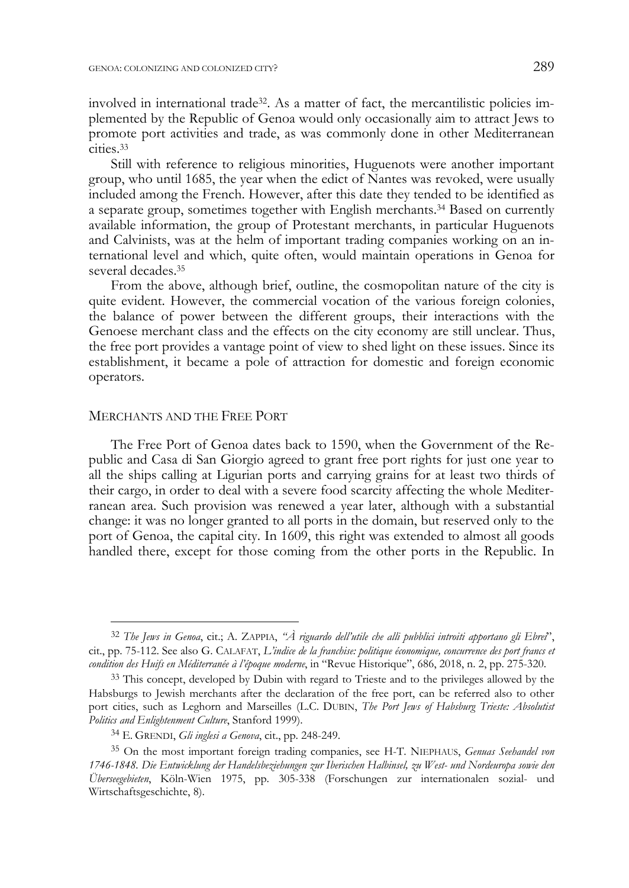involved in international trade[32]. As a matter of fact, the mercantilistic policies implemented by the Republic of Genoa would only occasionally aim to attract Jews to promote port activities and trade, as was commonly done in other Mediterranean cities.[33]

Still with reference to religious minorities, Huguenots were another important group, who until 1685, the year when the edict of Nantes was revoked, were usually included among the French. However, after this date they tended to be identified as a separate group, sometimes together with English merchants.[34] Based on currently available information, the group of Protestant merchants, in particular Huguenots and Calvinists, was at the helm of important trading companies working on an international level and which, quite often, would maintain operations in Genoa for several decades.[35]

From the above, although brief, outline, the cosmopolitan nature of the city is quite evident. However, the commercial vocation of the various foreign colonies, the balance of power between the different groups, their interactions with the Genoese merchant class and the effects on the city economy are still unclear. Thus, the free port provides a vantage point of view to shed light on these issues. Since its establishment, it became a pole of attraction for domestic and foreign economic operators.

## MERCHANTS AND THE FREE PORT

The Free Port of Genoa dates back to 1590, when the Government of the Republic and Casa di San Giorgio agreed to grant free port rights for just one year to all the ships calling at Ligurian ports and carrying grains for at least two thirds of their cargo, in order to deal with a severe food scarcity affecting the whole Mediterranean area. Such provision was renewed a year later, although with a substantial change: it was no longer granted to all ports in the domain, but reserved only to the port of Genoa, the capital city. In 1609, this right was extended to almost all goods handled there, except for those coming from the other ports in the Republic. In

---

[32] *The Jews in Genoa*, cit.; A. ZAPPIA, *"À riguardo dell'utile che alli pubblici introiti apportano gli Ebrei"*, cit., pp. 75-112. See also G. CALAFAT, *L'indice de la franchise: politique économique, concurrence des port francs et condition des Huifs en Méditerranée à l'époque moderne*, in "Revue Historique", 686, 2018, n. 2, pp. 275-320.

[33] This concept, developed by Dubin with regard to Trieste and to the privileges allowed by the Habsburgs to Jewish merchants after the declaration of the free port, can be referred also to other port cities, such as Leghorn and Marseilles (L.C. DUBIN, *The Port Jews of Habsburg Trieste: Absolutist Politics and Enlightenment Culture*, Stanford 1999).

[34] E. GRENDI, *Gli inglesi a Genova*, cit., pp. 248-249.

[35] On the most important foreign trading companies, see H-T. NIEPHAUS, *Genuas Seehandel von 1746-1848. Die Entwicklung der Handelsbeziehungen zur Iberischen Halbinsel, zu West- und Nordeuropa sowie den Überseegebieten*, Köln-Wien 1975, pp. 305-338 (Forschungen zur internationalen sozial- und Wirtschaftsgeschichte, 8).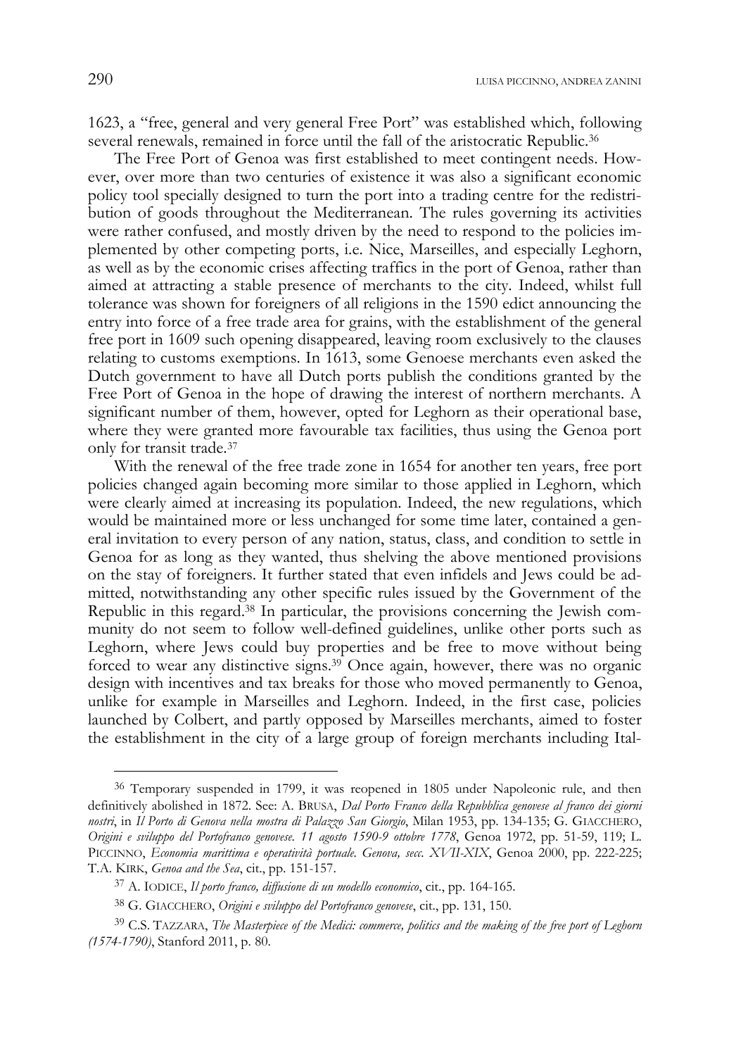1623, a "free, general and very general Free Port" was established which, following several renewals, remained in force until the fall of the aristocratic Republic.[36]

The Free Port of Genoa was first established to meet contingent needs. However, over more than two centuries of existence it was also a significant economic policy tool specially designed to turn the port into a trading centre for the redistribution of goods throughout the Mediterranean. The rules governing its activities were rather confused, and mostly driven by the need to respond to the policies implemented by other competing ports, i.e. Nice, Marseilles, and especially Leghorn, as well as by the economic crises affecting traffics in the port of Genoa, rather than aimed at attracting a stable presence of merchants to the city. Indeed, whilst full tolerance was shown for foreigners of all religions in the 1590 edict announcing the entry into force of a free trade area for grains, with the establishment of the general free port in 1609 such opening disappeared, leaving room exclusively to the clauses relating to customs exemptions. In 1613, some Genoese merchants even asked the Dutch government to have all Dutch ports publish the conditions granted by the Free Port of Genoa in the hope of drawing the interest of northern merchants. A significant number of them, however, opted for Leghorn as their operational base, where they were granted more favourable tax facilities, thus using the Genoa port only for transit trade.[37]

With the renewal of the free trade zone in 1654 for another ten years, free port policies changed again becoming more similar to those applied in Leghorn, which were clearly aimed at increasing its population. Indeed, the new regulations, which would be maintained more or less unchanged for some time later, contained a general invitation to every person of any nation, status, class, and condition to settle in Genoa for as long as they wanted, thus shelving the above mentioned provisions on the stay of foreigners. It further stated that even infidels and Jews could be admitted, notwithstanding any other specific rules issued by the Government of the Republic in this regard.[38] In particular, the provisions concerning the Jewish community do not seem to follow well-defined guidelines, unlike other ports such as Leghorn, where Jews could buy properties and be free to move without being forced to wear any distinctive signs.[39] Once again, however, there was no organic design with incentives and tax breaks for those who moved permanently to Genoa, unlike for example in Marseilles and Leghorn. Indeed, in the first case, policies launched by Colbert, and partly opposed by Marseilles merchants, aimed to foster the establishment in the city of a large group of foreign merchants including Ital-

---

[36] Temporary suspended in 1799, it was reopened in 1805 under Napoleonic rule, and then definitively abolished in 1872. See: A. BRUSA, *Dal Porto Franco della Repubblica genovese al franco dei giorni nostri*, in *Il Porto di Genova nella mostra di Palazzo San Giorgio*, Milan 1953, pp. 134-135; G. GIACCHERO, *Origini e sviluppo del Portofranco genovese. 11 agosto 1590-9 ottobre 1778*, Genoa 1972, pp. 51-59, 119; L. PICCINNO, *Economia marittima e operatività portuale. Genova, secc. XVII-XIX*, Genoa 2000, pp. 222-225; T.A. KIRK, *Genoa and the Sea*, cit., pp. 151-157.

[37] A. IODICE, *Il porto franco, diffusione di un modello economico*, cit., pp. 164-165.

[38] G. GIACCHERO, *Origini e sviluppo del Portofranco genovese*, cit., pp. 131, 150.

[39] C.S. TAZZARA, *The Masterpiece of the Medici: commerce, politics and the making of the free port of Leghorn (1574-1790)*, Stanford 2011, p. 80.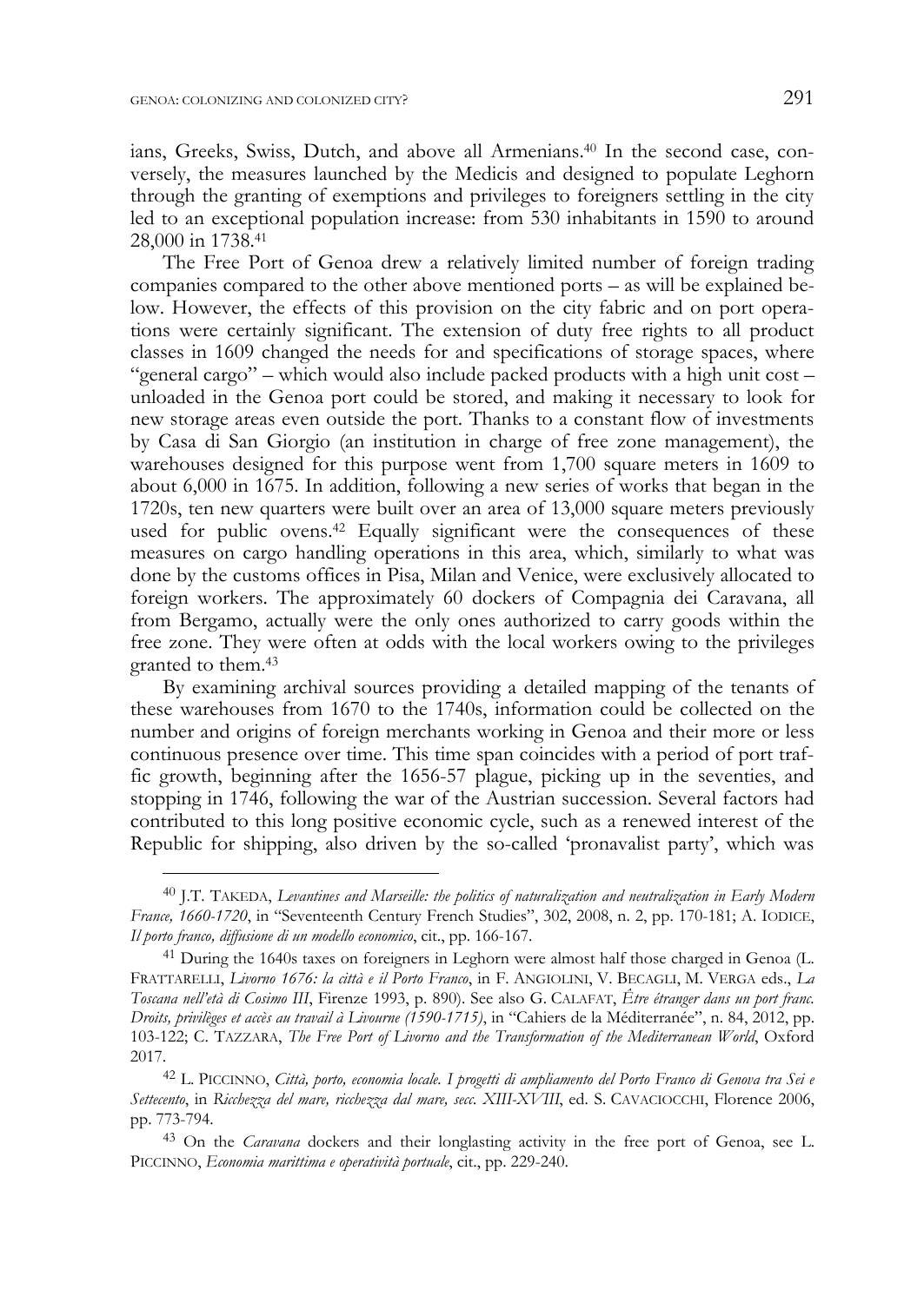ians, Greeks, Swiss, Dutch, and above all Armenians.[40] In the second case, conversely, the measures launched by the Medicis and designed to populate Leghorn through the granting of exemptions and privileges to foreigners settling in the city led to an exceptional population increase: from 530 inhabitants in 1590 to around 28,000 in 1738.[41]

The Free Port of Genoa drew a relatively limited number of foreign trading companies compared to the other above mentioned ports – as will be explained below. However, the effects of this provision on the city fabric and on port operations were certainly significant. The extension of duty free rights to all product classes in 1609 changed the needs for and specifications of storage spaces, where "general cargo" – which would also include packed products with a high unit cost – unloaded in the Genoa port could be stored, and making it necessary to look for new storage areas even outside the port. Thanks to a constant flow of investments by Casa di San Giorgio (an institution in charge of free zone management), the warehouses designed for this purpose went from 1,700 square meters in 1609 to about 6,000 in 1675. In addition, following a new series of works that began in the 1720s, ten new quarters were built over an area of 13,000 square meters previously used for public ovens.[42] Equally significant were the consequences of these measures on cargo handling operations in this area, which, similarly to what was done by the customs offices in Pisa, Milan and Venice, were exclusively allocated to foreign workers. The approximately 60 dockers of Compagnia dei Caravana, all from Bergamo, actually were the only ones authorized to carry goods within the free zone. They were often at odds with the local workers owing to the privileges granted to them.[43]

By examining archival sources providing a detailed mapping of the tenants of these warehouses from 1670 to the 1740s, information could be collected on the number and origins of foreign merchants working in Genoa and their more or less continuous presence over time. This time span coincides with a period of port traffic growth, beginning after the 1656-57 plague, picking up in the seventies, and stopping in 1746, following the war of the Austrian succession. Several factors had contributed to this long positive economic cycle, such as a renewed interest of the Republic for shipping, also driven by the so-called 'pronavalist party', which was

---

[40] J.T. TAKEDA, *Levantines and Marseille: the politics of naturalization and neutralization in Early Modern France, 1660-1720*, in "Seventeenth Century French Studies", 302, 2008, n. 2, pp. 170-181; A. IODICE, *Il porto franco, diffusione di un modello economico*, cit., pp. 166-167.

[41] During the 1640s taxes on foreigners in Leghorn were almost half those charged in Genoa (L. FRATTARELLI, *Livorno 1676: la città e il Porto Franco*, in F. ANGIOLINI, V. BECAGLI, M. VERGA eds., *La Toscana nell'età di Cosimo III*, Firenze 1993, p. 890). See also G. CALAFAT, *Être étranger dans un port franc. Droits, privilèges et accès au travail à Livourne (1590-1715)*, in "Cahiers de la Méditerranée", n. 84, 2012, pp. 103-122; C. TAZZARA, *The Free Port of Livorno and the Transformation of the Mediterranean World*, Oxford 2017.

[42] L. PICCINNO, *Città, porto, economia locale. I progetti di ampliamento del Porto Franco di Genova tra Sei e Settecento*, in *Ricchezza del mare, ricchezza dal mare, secc. XIII-XVIII*, ed. S. CAVACIOCCHI, Florence 2006, pp. 773-794.

[43] On the *Caravana* dockers and their longlasting activity in the free port of Genoa, see L. PICCINNO, *Economia marittima e operatività portuale*, cit., pp. 229-240.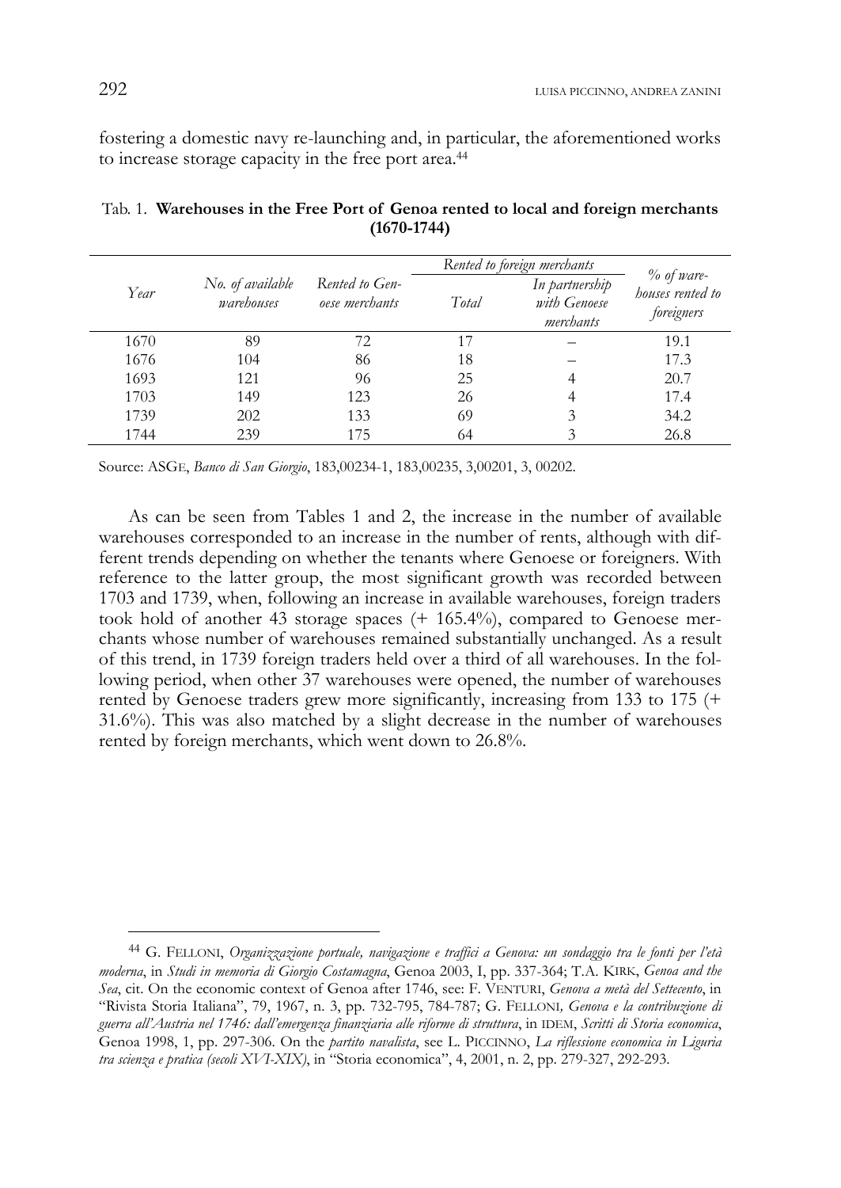fostering a domestic navy re-launching and, in particular, the aforementioned works to increase storage capacity in the free port area.[44]

Tab. 1. **Warehouses in the Free Port of Genoa rented to local and foreign merchants (1670-1744)**

| *Year* | *No. of available warehouses* | *Rented to Genoese merchants* | *Rented to foreign merchants* | | *% of warehouses rented to foreigners* |
|---|---|---|---|---|---|
| | | | *Total* | *In partnership with Genoese merchants* | |
| 1670 | 89 | 72 | 17 | – | 19.1 |
| 1676 | 104 | 86 | 18 | – | 17.3 |
| 1693 | 121 | 96 | 25 | 4 | 20.7 |
| 1703 | 149 | 123 | 26 | 4 | 17.4 |
| 1739 | 202 | 133 | 69 | 3 | 34.2 |
| 1744 | 239 | 175 | 64 | 3 | 26.8 |

Source: ASGE, *Banco di San Giorgio*, 183,00234-1, 183,00235, 3,00201, 3, 00202.

As can be seen from Tables 1 and 2, the increase in the number of available warehouses corresponded to an increase in the number of rents, although with different trends depending on whether the tenants where Genoese or foreigners. With reference to the latter group, the most significant growth was recorded between 1703 and 1739, when, following an increase in available warehouses, foreign traders took hold of another 43 storage spaces (+ 165.4%), compared to Genoese merchants whose number of warehouses remained substantially unchanged. As a result of this trend, in 1739 foreign traders held over a third of all warehouses. In the following period, when other 37 warehouses were opened, the number of warehouses rented by Genoese traders grew more significantly, increasing from 133 to 175 (+ 31.6%). This was also matched by a slight decrease in the number of warehouses rented by foreign merchants, which went down to 26.8%.

[44] G. FELLONI, *Organizzazione portuale, navigazione e traffici a Genova: un sondaggio tra le fonti per l'età moderna*, in *Studi in memoria di Giorgio Costamagna*, Genoa 2003, I, pp. 337-364; T.A. KIRK, *Genoa and the Sea*, cit. On the economic context of Genoa after 1746, see: F. VENTURI, *Genova a metà del Settecento*, in "Rivista Storia Italiana", 79, 1967, n. 3, pp. 732-795, 784-787; G. FELLONI, *Genova e la contribuzione di guerra all'Austria nel 1746: dall'emergenza finanziaria alle riforme di struttura*, in IDEM, *Scritti di Storia economica*, Genoa 1998, 1, pp. 297-306. On the *partito navalista*, see L. PICCINNO, *La riflessione economica in Liguria tra scienza e pratica (secoli XVI-XIX)*, in "Storia economica", 4, 2001, n. 2, pp. 279-327, 292-293.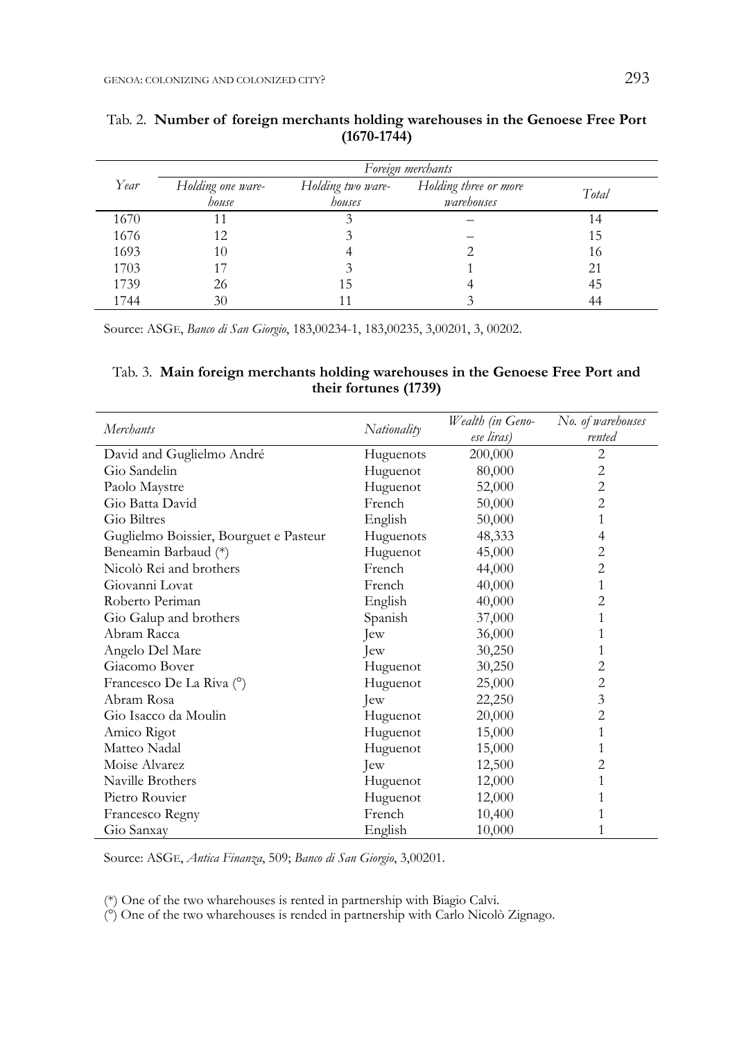Tab. 2. **Number of foreign merchants holding warehouses in the Genoese Free Port (1670-1744)**

| *Year* | *Foreign merchants* | | | |
|---|---|---|---|---|
| | *Holding one warehouse* | *Holding two warehouses* | *Holding three or more warehouses* | *Total* |
| 1670 | 11 | 3 | – | 14 |
| 1676 | 12 | 3 | – | 15 |
| 1693 | 10 | 4 | 2 | 16 |
| 1703 | 17 | 3 | 1 | 21 |
| 1739 | 26 | 15 | 4 | 45 |
| 1744 | 30 | 11 | 3 | 44 |

Source: ASGE, *Banco di San Giorgio*, 183,00234-1, 183,00235, 3,00201, 3, 00202.

Tab. 3. **Main foreign merchants holding warehouses in the Genoese Free Port and their fortunes (1739)**

| *Merchants* | *Nationality* | *Wealth (in Genoese liras)* | *No. of warehouses rented* |
|---|---|---|---|
| David and Guglielmo André | Huguenots | 200,000 | 2 |
| Gio Sandelin | Huguenot | 80,000 | 2 |
| Paolo Maystre | Huguenot | 52,000 | 2 |
| Gio Batta David | French | 50,000 | 2 |
| Gio Biltres | English | 50,000 | 1 |
| Guglielmo Boissier, Bourguet e Pasteur | Huguenots | 48,333 | 4 |
| Beneamin Barbaud (*) | Huguenot | 45,000 | 2 |
| Nicolò Rei and brothers | French | 44,000 | 2 |
| Giovanni Lovat | French | 40,000 | 1 |
| Roberto Periman | English | 40,000 | 2 |
| Gio Galup and brothers | Spanish | 37,000 | 1 |
| Abram Racca | Jew | 36,000 | 1 |
| Angelo Del Mare | Jew | 30,250 | 1 |
| Giacomo Bover | Huguenot | 30,250 | 2 |
| Francesco De La Riva (°) | Huguenot | 25,000 | 2 |
| Abram Rosa | Jew | 22,250 | 3 |
| Gio Isacco da Moulin | Huguenot | 20,000 | 2 |
| Amico Rigot | Huguenot | 15,000 | 1 |
| Matteo Nadal | Huguenot | 15,000 | 1 |
| Moise Alvarez | Jew | 12,500 | 2 |
| Naville Brothers | Huguenot | 12,000 | 1 |
| Pietro Rouvier | Huguenot | 12,000 | 1 |
| Francesco Regny | French | 10,400 | 1 |
| Gio Sanxay | English | 10,000 | 1 |

Source: ASGE, *Antica Finanza*, 509; *Banco di San Giorgio*, 3,00201.

(*) One of the two wharehouses is rented in partnership with Biagio Calvi.
(°) One of the two wharehouses is rended in partnership with Carlo Nicolò Zignago.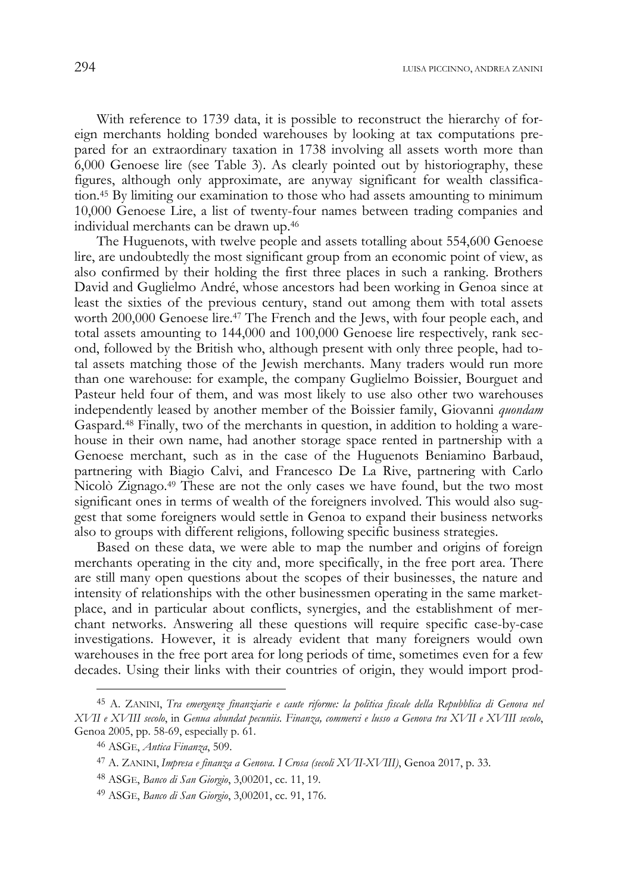With reference to 1739 data, it is possible to reconstruct the hierarchy of foreign merchants holding bonded warehouses by looking at tax computations prepared for an extraordinary taxation in 1738 involving all assets worth more than 6,000 Genoese lire (see Table 3). As clearly pointed out by historiography, these figures, although only approximate, are anyway significant for wealth classification.[45] By limiting our examination to those who had assets amounting to minimum 10,000 Genoese Lire, a list of twenty-four names between trading companies and individual merchants can be drawn up.[46]

The Huguenots, with twelve people and assets totalling about 554,600 Genoese lire, are undoubtedly the most significant group from an economic point of view, as also confirmed by their holding the first three places in such a ranking. Brothers David and Guglielmo André, whose ancestors had been working in Genoa since at least the sixties of the previous century, stand out among them with total assets worth 200,000 Genoese lire.[47] The French and the Jews, with four people each, and total assets amounting to 144,000 and 100,000 Genoese lire respectively, rank second, followed by the British who, although present with only three people, had total assets matching those of the Jewish merchants. Many traders would run more than one warehouse: for example, the company Guglielmo Boissier, Bourguet and Pasteur held four of them, and was most likely to use also other two warehouses independently leased by another member of the Boissier family, Giovanni *quondam* Gaspard.[48] Finally, two of the merchants in question, in addition to holding a warehouse in their own name, had another storage space rented in partnership with a Genoese merchant, such as in the case of the Huguenots Beniamino Barbaud, partnering with Biagio Calvi, and Francesco De La Rive, partnering with Carlo Nicolò Zignago.[49] These are not the only cases we have found, but the two most significant ones in terms of wealth of the foreigners involved. This would also suggest that some foreigners would settle in Genoa to expand their business networks also to groups with different religions, following specific business strategies.

Based on these data, we were able to map the number and origins of foreign merchants operating in the city and, more specifically, in the free port area. There are still many open questions about the scopes of their businesses, the nature and intensity of relationships with the other businessmen operating in the same marketplace, and in particular about conflicts, synergies, and the establishment of merchant networks. Answering all these questions will require specific case-by-case investigations. However, it is already evident that many foreigners would own warehouses in the free port area for long periods of time, sometimes even for a few decades. Using their links with their countries of origin, they would import prod-

---

[45] A. ZANINI, *Tra emergenze finanziarie e caute riforme: la politica fiscale della Repubblica di Genova nel XVII e XVIII secolo*, in *Genua abundat pecuniis. Finanza, commerci e lusso a Genova tra XVII e XVIII secolo*, Genoa 2005, pp. 58-69, especially p. 61.

[46] ASGE, *Antica Finanza*, 509.

[47] A. ZANINI, *Impresa e finanza a Genova. I Crosa (secoli XVII-XVIII)*, Genoa 2017, p. 33.

[48] ASGE, *Banco di San Giorgio*, 3,00201, cc. 11, 19.

[49] ASGE, *Banco di San Giorgio*, 3,00201, cc. 91, 176.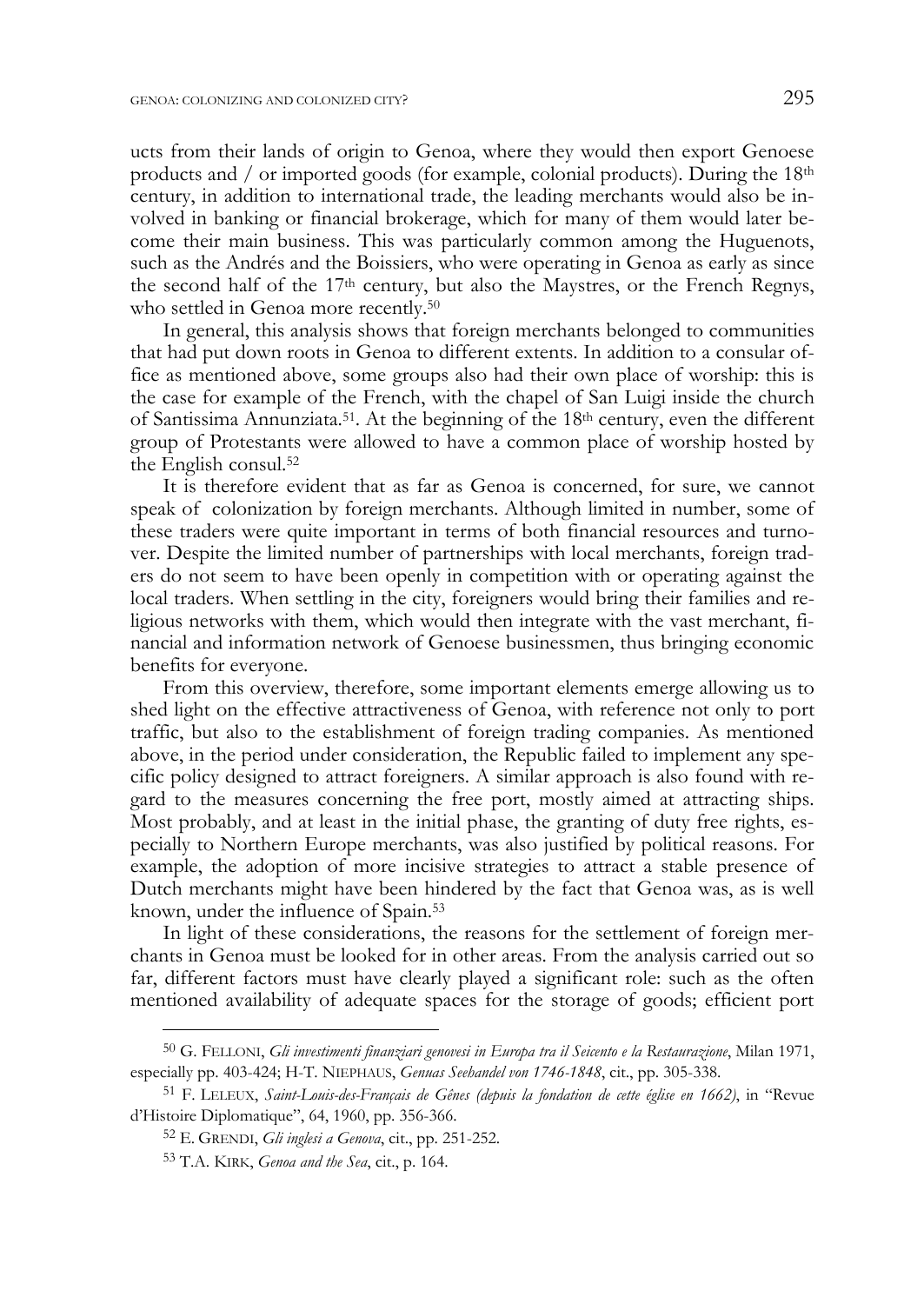ucts from their lands of origin to Genoa, where they would then export Genoese products and / or imported goods (for example, colonial products). During the 18th century, in addition to international trade, the leading merchants would also be involved in banking or financial brokerage, which for many of them would later become their main business. This was particularly common among the Huguenots, such as the Andrés and the Boissiers, who were operating in Genoa as early as since the second half of the 17th century, but also the Maystres, or the French Regnys, who settled in Genoa more recently.[50]

In general, this analysis shows that foreign merchants belonged to communities that had put down roots in Genoa to different extents. In addition to a consular office as mentioned above, some groups also had their own place of worship: this is the case for example of the French, with the chapel of San Luigi inside the church of Santissima Annunziata.[51]. At the beginning of the 18th century, even the different group of Protestants were allowed to have a common place of worship hosted by the English consul.[52]

It is therefore evident that as far as Genoa is concerned, for sure, we cannot speak of colonization by foreign merchants. Although limited in number, some of these traders were quite important in terms of both financial resources and turnover. Despite the limited number of partnerships with local merchants, foreign traders do not seem to have been openly in competition with or operating against the local traders. When settling in the city, foreigners would bring their families and religious networks with them, which would then integrate with the vast merchant, financial and information network of Genoese businessmen, thus bringing economic benefits for everyone.

From this overview, therefore, some important elements emerge allowing us to shed light on the effective attractiveness of Genoa, with reference not only to port traffic, but also to the establishment of foreign trading companies. As mentioned above, in the period under consideration, the Republic failed to implement any specific policy designed to attract foreigners. A similar approach is also found with regard to the measures concerning the free port, mostly aimed at attracting ships. Most probably, and at least in the initial phase, the granting of duty free rights, especially to Northern Europe merchants, was also justified by political reasons. For example, the adoption of more incisive strategies to attract a stable presence of Dutch merchants might have been hindered by the fact that Genoa was, as is well known, under the influence of Spain.[53]

In light of these considerations, the reasons for the settlement of foreign merchants in Genoa must be looked for in other areas. From the analysis carried out so far, different factors must have clearly played a significant role: such as the often mentioned availability of adequate spaces for the storage of goods; efficient port

---

[50] G. Felloni, *Gli investimenti finanziari genovesi in Europa tra il Seicento e la Restaurazione*, Milan 1971, especially pp. 403-424; H-T. Niephaus, *Genuas Seehandel von 1746-1848*, cit., pp. 305-338.

[51] F. Leleux, *Saint-Louis-des-Français de Gênes (depuis la fondation de cette église en 1662)*, in "Revue d'Histoire Diplomatique", 64, 1960, pp. 356-366.

[52] E. Grendi, *Gli inglesi a Genova*, cit., pp. 251-252.

[53] T.A. Kirk, *Genoa and the Sea*, cit., p. 164.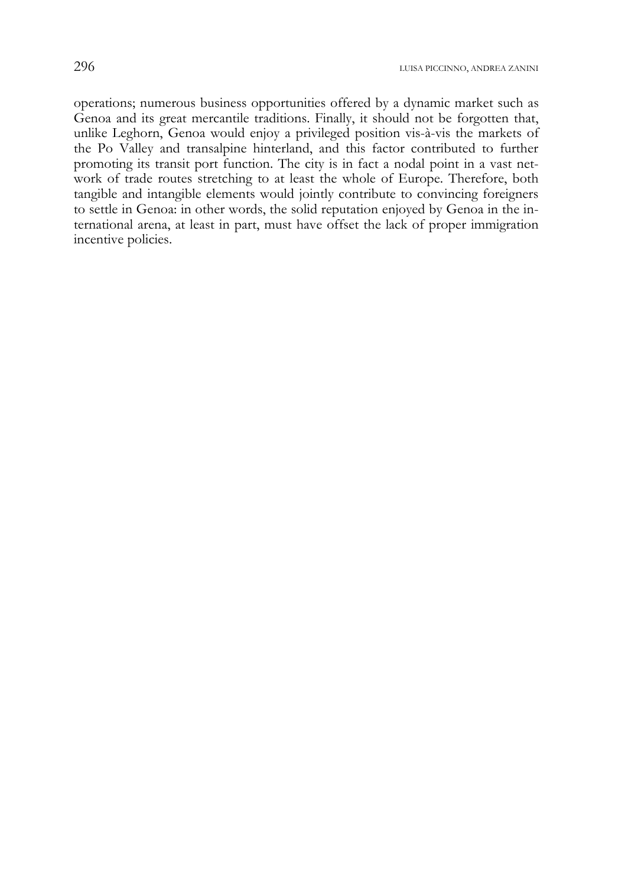operations; numerous business opportunities offered by a dynamic market such as Genoa and its great mercantile traditions. Finally, it should not be forgotten that, unlike Leghorn, Genoa would enjoy a privileged position vis-à-vis the markets of the Po Valley and transalpine hinterland, and this factor contributed to further promoting its transit port function. The city is in fact a nodal point in a vast network of trade routes stretching to at least the whole of Europe. Therefore, both tangible and intangible elements would jointly contribute to convincing foreigners to settle in Genoa: in other words, the solid reputation enjoyed by Genoa in the international arena, at least in part, must have offset the lack of proper immigration incentive policies.